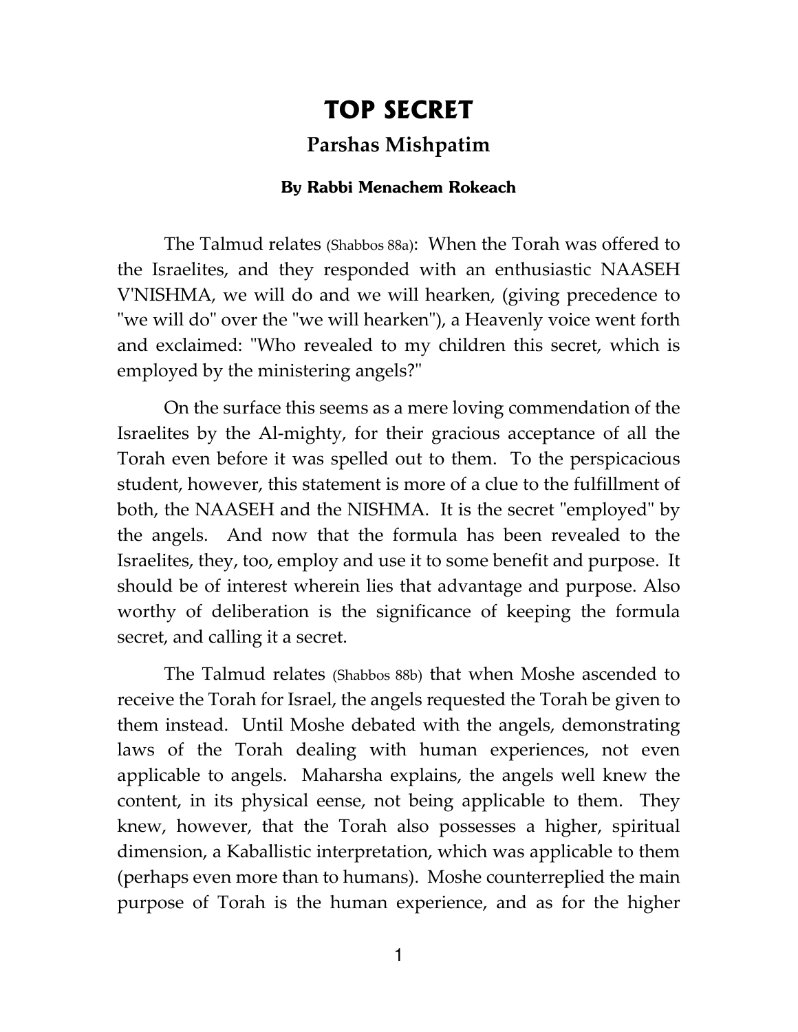# TOP SECRET

## Parshas Mishpatim

### By Rabbi Menachem Rokeach

The Talmud relates (Shabbos 88a): When the Torah was offered to the Israelites, and they responded with an enthusiastic NAASEH V'NISHMA, we will do and we will hearken, (giving precedence to "we will do" over the "we will hearken"), a Heavenly voice went forth and exclaimed: "Who revealed to my children this secret, which is employed by the ministering angels?"

On the surface this seems as a mere loving commendation of the Israelites by the Al-mighty, for their gracious acceptance of all the Torah even before it was spelled out to them. To the perspicacious student, however, this statement is more of a clue to the fulfillment of both, the NAASEH and the NISHMA. It is the secret "employed" by the angels. And now that the formula has been revealed to the Israelites, they, too, employ and use it to some benefit and purpose. It should be of interest wherein lies that advantage and purpose. Also worthy of deliberation is the significance of keeping the formula secret, and calling it a secret.

The Talmud relates (Shabbos 88b) that when Moshe ascended to receive the Torah for Israel, the angels requested the Torah be given to them instead. Until Moshe debated with the angels, demonstrating laws of the Torah dealing with human experiences, not even applicable to angels. Maharsha explains, the angels well knew the content, in its physical eense, not being applicable to them. They knew, however, that the Torah also possesses a higher, spiritual dimension, a Kaballistic interpretation, which was applicable to them (perhaps even more than to humans). Moshe counterreplied the main purpose of Torah is the human experience, and as for the higher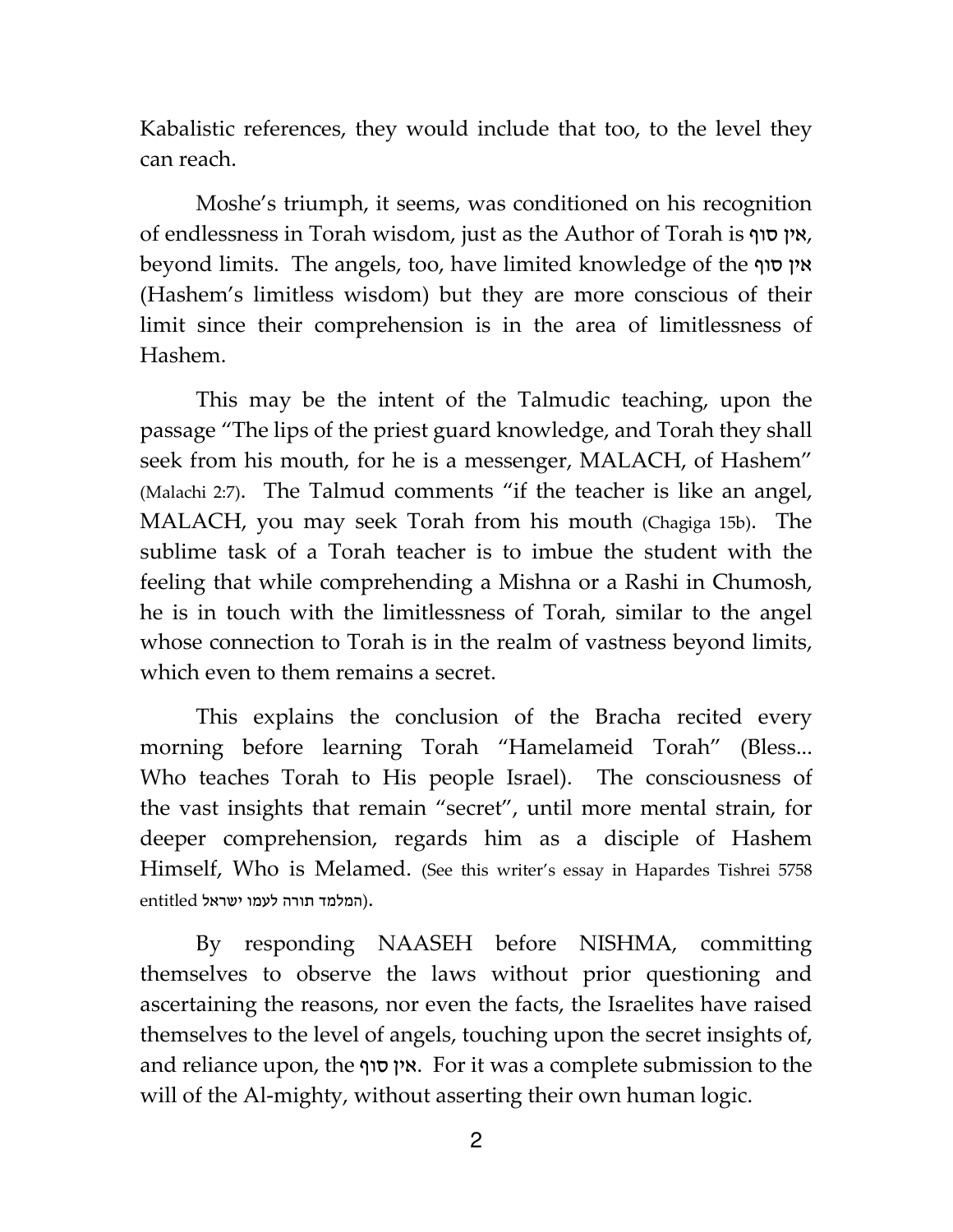Kabalistic references, they would include that too, to the level they can reach.

Moshe's triumph, it seems, was conditioned on his recognition of endlessness in Torah wisdom, just as the Author of Torah is אין סוף, beyond limits. The angels, too, have limited knowledge of the אין סוף (Hashem's limitless wisdom) but they are more conscious of their limit since their comprehension is in the area of limitlessness of Hashem.

This may be the intent of the Talmudic teaching, upon the passage "The lips of the priest guard knowledge, and Torah they shall seek from his mouth, for he is a messenger, MALACH, of Hashem" (Malachi 2:7). The Talmud comments "if the teacher is like an angel, MALACH, you may seek Torah from his mouth (Chagiga 15b). The sublime task of a Torah teacher is to imbue the student with the feeling that while comprehending a Mishna or a Rashi in Chumosh, he is in touch with the limitlessness of Torah, similar to the angel whose connection to Torah is in the realm of vastness beyond limits, which even to them remains a secret.

This explains the conclusion of the Bracha recited every morning before learning Torah "Hamelameid Torah" (Bless... Who teaches Torah to His people Israel). The consciousness of the vast insights that remain "secret", until more mental strain, for deeper comprehension, regards him as a disciple of Hashem Himself, Who is Melamed. (See this writer's essay in Hapardes Tishrei 5758 entitled המלמד תורה לעמו ישראל).

By responding NAASEH before NISHMA, committing themselves to observe the laws without prior questioning and ascertaining the reasons, nor even the facts, the Israelites have raised themselves to the level of angels, touching upon the secret insights of, and reliance upon, the אין סוף. For it was a complete submission to the will of the Al-mighty, without asserting their own human logic.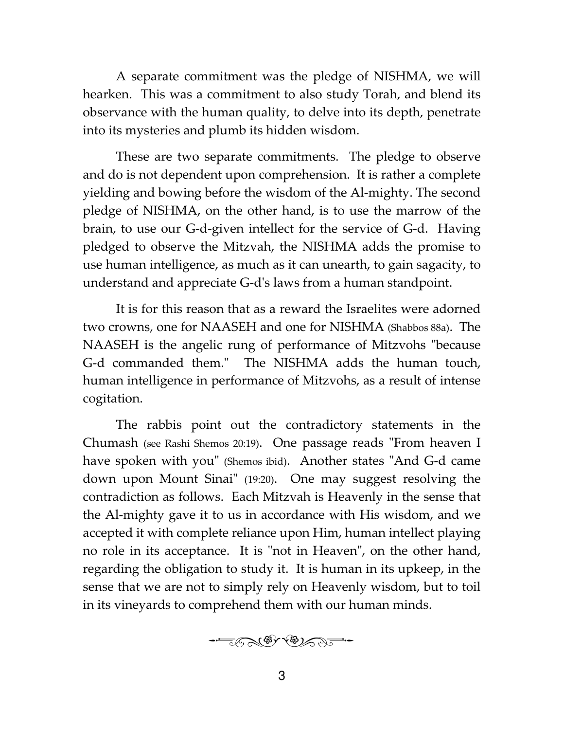A separate commitment was the pledge of NISHMA, we will hearken. This was a commitment to also study Torah, and blend its observance with the human quality, to delve into its depth, penetrate into its mysteries and plumb its hidden wisdom.

These are two separate commitments. The pledge to observe and do is not dependent upon comprehension. It is rather a complete yielding and bowing before the wisdom of the Al-mighty. The second pledge of NISHMA, on the other hand, is to use the marrow of the brain, to use our G-d-given intellect for the service of G-d. Having pledged to observe the Mitzvah, the NISHMA adds the promise to use human intelligence, as much as it can unearth, to gain sagacity, to understand and appreciate G-d's laws from a human standpoint.

It is for this reason that as a reward the Israelites were adorned two crowns, one for NAASEH and one for NISHMA (Shabbos 88a). The NAASEH is the angelic rung of performance of Mitzvohs "because G-d commanded them." The NISHMA adds the human touch, human intelligence in performance of Mitzvohs, as a result of intense cogitation.

The rabbis point out the contradictory statements in the Chumash (see Rashi Shemos 20:19). One passage reads "From heaven I have spoken with you" (Shemos ibid). Another states "And G-d came down upon Mount Sinai" (19:20). One may suggest resolving the contradiction as follows. Each Mitzvah is Heavenly in the sense that the Al-mighty gave it to us in accordance with His wisdom, and we accepted it with complete reliance upon Him, human intellect playing no role in its acceptance. It is "not in Heaven", on the other hand, regarding the obligation to study it. It is human in its upkeep, in the sense that we are not to simply rely on Heavenly wisdom, but to toil in its vineyards to comprehend them with our human minds.